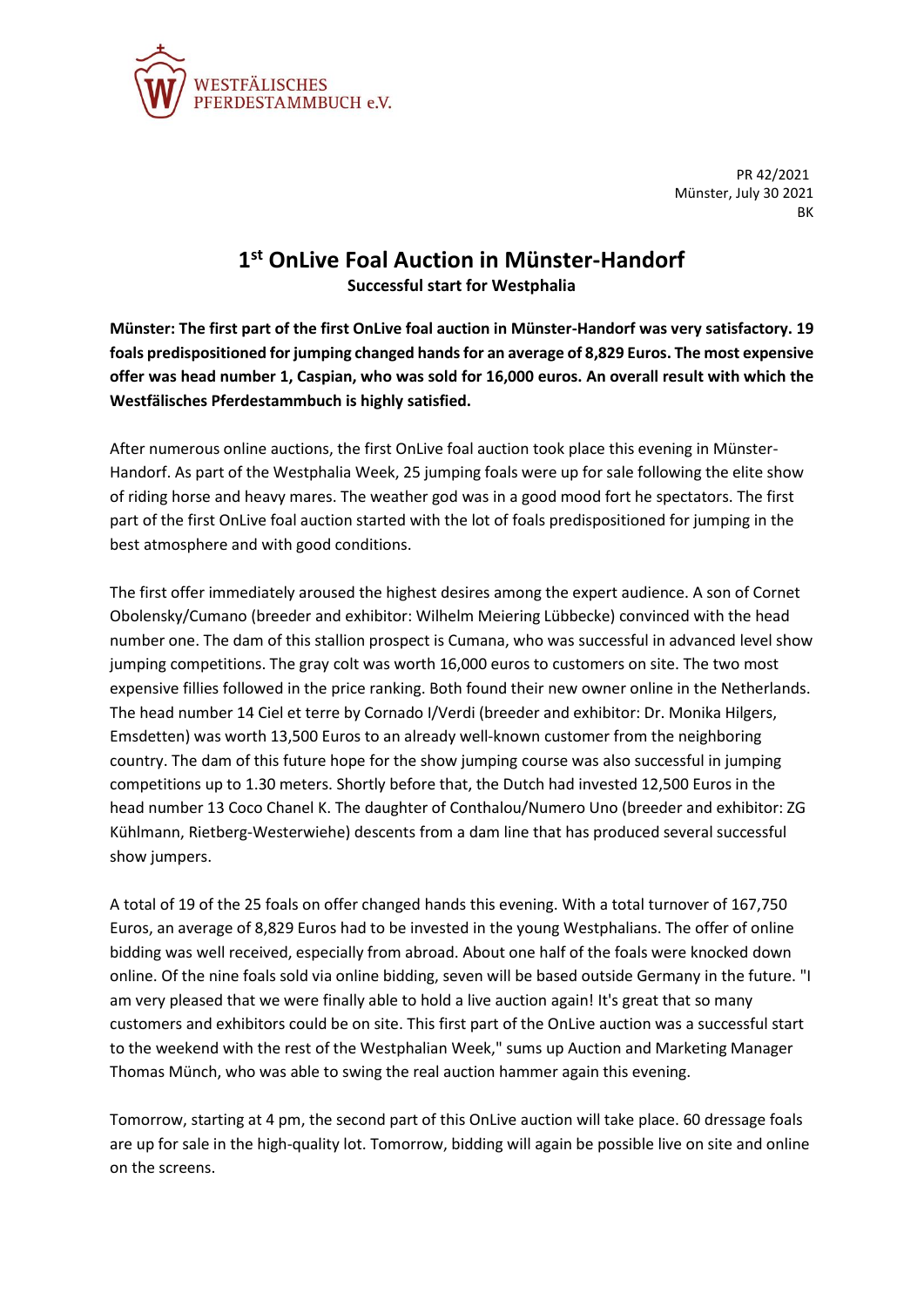WESTFÄLISCHES
PFERDESTAMMBUCH e.V.

PR 42/2021
Münster, July 30 2021
BK

# 1st OnLive Foal Auction in Münster-Handorf

**Successful start for Westphalia**

**Münster: The first part of the first OnLive foal auction in Münster-Handorf was very satisfactory. 19 foals predispositioned for jumping changed hands for an average of 8,829 Euros. The most expensive offer was head number 1, Caspian, who was sold for 16,000 euros. An overall result with which the Westfälisches Pferdestammbuch is highly satisfied.**

After numerous online auctions, the first OnLive foal auction took place this evening in Münster-Handorf. As part of the Westphalia Week, 25 jumping foals were up for sale following the elite show of riding horse and heavy mares. The weather god was in a good mood fort he spectators. The first part of the first OnLive foal auction started with the lot of foals predispositioned for jumping in the best atmosphere and with good conditions.

The first offer immediately aroused the highest desires among the expert audience. A son of Cornet Obolensky/Cumano (breeder and exhibitor: Wilhelm Meiering Lübbecke) convinced with the head number one. The dam of this stallion prospect is Cumana, who was successful in advanced level show jumping competitions. The gray colt was worth 16,000 euros to customers on site. The two most expensive fillies followed in the price ranking. Both found their new owner online in the Netherlands. The head number 14 Ciel et terre by Cornado I/Verdi (breeder and exhibitor: Dr. Monika Hilgers, Emsdetten) was worth 13,500 Euros to an already well-known customer from the neighboring country. The dam of this future hope for the show jumping course was also successful in jumping competitions up to 1.30 meters. Shortly before that, the Dutch had invested 12,500 Euros in the head number 13 Coco Chanel K. The daughter of Conthalou/Numero Uno (breeder and exhibitor: ZG Kühlmann, Rietberg-Westerwiehe) descents from a dam line that has produced several successful show jumpers.

A total of 19 of the 25 foals on offer changed hands this evening. With a total turnover of 167,750 Euros, an average of 8,829 Euros had to be invested in the young Westphalians. The offer of online bidding was well received, especially from abroad. About one half of the foals were knocked down online. Of the nine foals sold via online bidding, seven will be based outside Germany in the future. "I am very pleased that we were finally able to hold a live auction again! It's great that so many customers and exhibitors could be on site. This first part of the OnLive auction was a successful start to the weekend with the rest of the Westphalian Week," sums up Auction and Marketing Manager Thomas Münch, who was able to swing the real auction hammer again this evening.

Tomorrow, starting at 4 pm, the second part of this OnLive auction will take place. 60 dressage foals are up for sale in the high-quality lot. Tomorrow, bidding will again be possible live on site and online on the screens.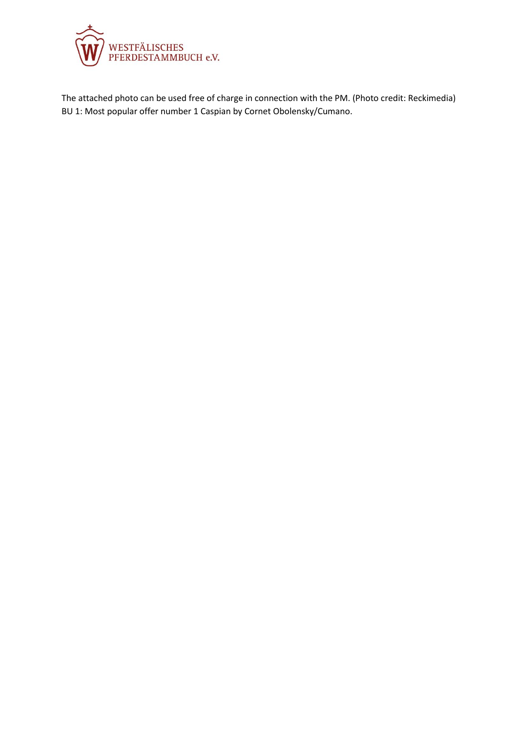The attached photo can be used free of charge in connection with the PM. (Photo credit: Reckimedia)
BU 1: Most popular offer number 1 Caspian by Cornet Obolensky/Cumano.